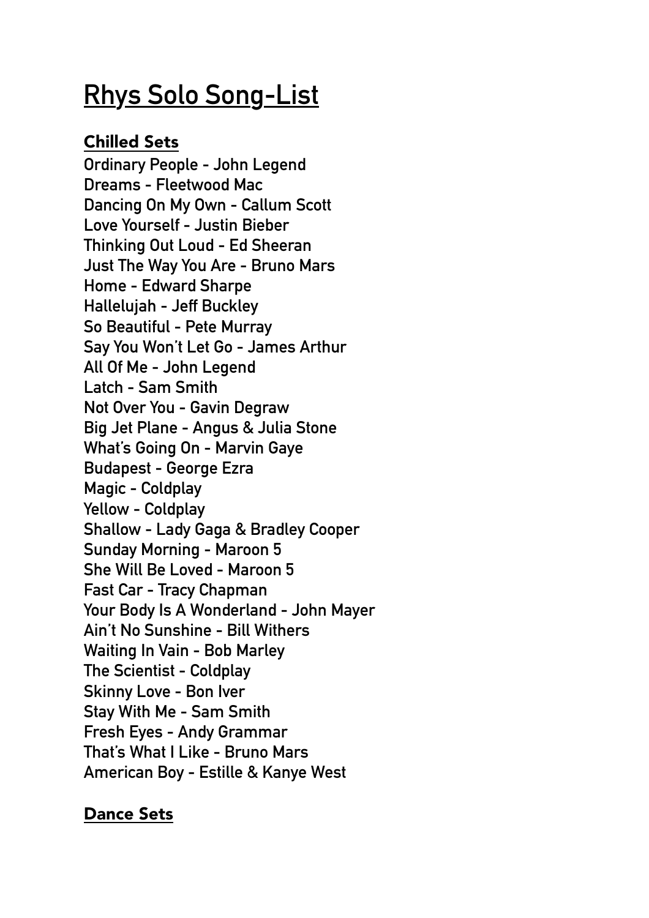# Rhys Solo Song-List

## Chilled Sets

Ordinary People - John Legend
Dreams - Fleetwood Mac
Dancing On My Own - Callum Scott
Love Yourself - Justin Bieber
Thinking Out Loud - Ed Sheeran
Just The Way You Are - Bruno Mars
Home - Edward Sharpe
Hallelujah - Jeff Buckley
So Beautiful - Pete Murray
Say You Won't Let Go - James Arthur
All Of Me - John Legend
Latch - Sam Smith
Not Over You - Gavin Degraw
Big Jet Plane - Angus & Julia Stone
What's Going On - Marvin Gaye
Budapest - George Ezra
Magic - Coldplay
Yellow - Coldplay
Shallow - Lady Gaga & Bradley Cooper
Sunday Morning - Maroon 5
She Will Be Loved - Maroon 5
Fast Car - Tracy Chapman
Your Body Is A Wonderland - John Mayer
Ain't No Sunshine - Bill Withers
Waiting In Vain - Bob Marley
The Scientist - Coldplay
Skinny Love - Bon Iver
Stay With Me - Sam Smith
Fresh Eyes - Andy Grammar
That's What I Like - Bruno Mars
American Boy - Estille & Kanye West

## Dance Sets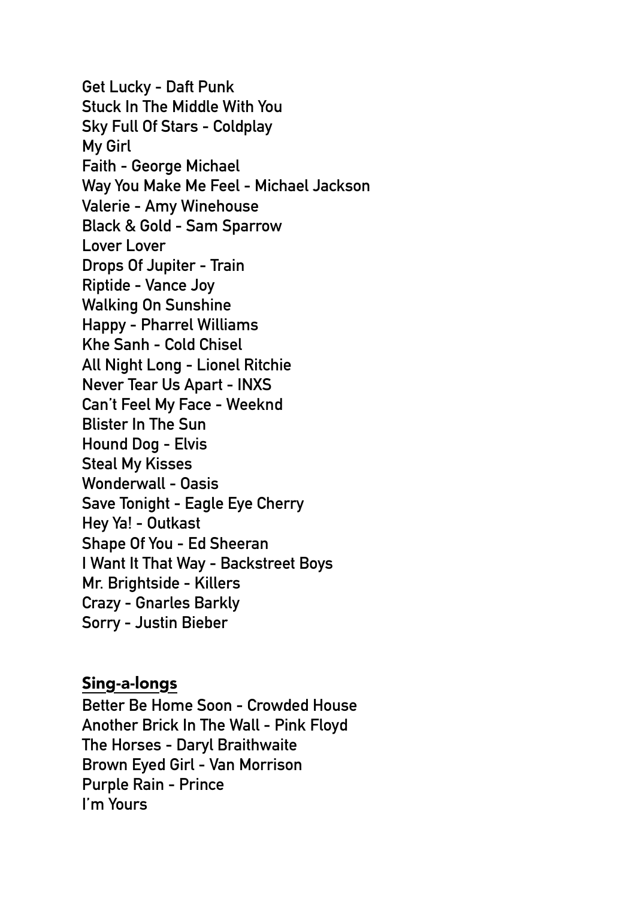Get Lucky - Daft Punk
Stuck In The Middle With You
Sky Full Of Stars - Coldplay
My Girl
Faith - George Michael
Way You Make Me Feel - Michael Jackson
Valerie - Amy Winehouse
Black & Gold - Sam Sparrow
Lover Lover
Drops Of Jupiter - Train
Riptide - Vance Joy
Walking On Sunshine
Happy - Pharrel Williams
Khe Sanh - Cold Chisel
All Night Long - Lionel Ritchie
Never Tear Us Apart - INXS
Can't Feel My Face - Weeknd
Blister In The Sun
Hound Dog - Elvis
Steal My Kisses
Wonderwall - Oasis
Save Tonight - Eagle Eye Cherry
Hey Ya! - Outkast
Shape Of You - Ed Sheeran
I Want It That Way - Backstreet Boys
Mr. Brightside - Killers
Crazy - Gnarles Barkly
Sorry - Justin Bieber

## Sing-a-longs

Better Be Home Soon - Crowded House
Another Brick In The Wall - Pink Floyd
The Horses - Daryl Braithwaite
Brown Eyed Girl - Van Morrison
Purple Rain - Prince
I'm Yours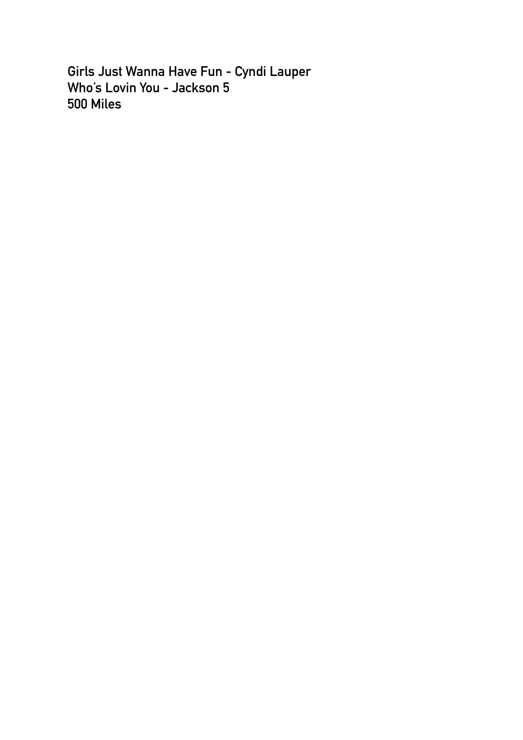Girls Just Wanna Have Fun - Cyndi Lauper
Who's Lovin You - Jackson 5
500 Miles